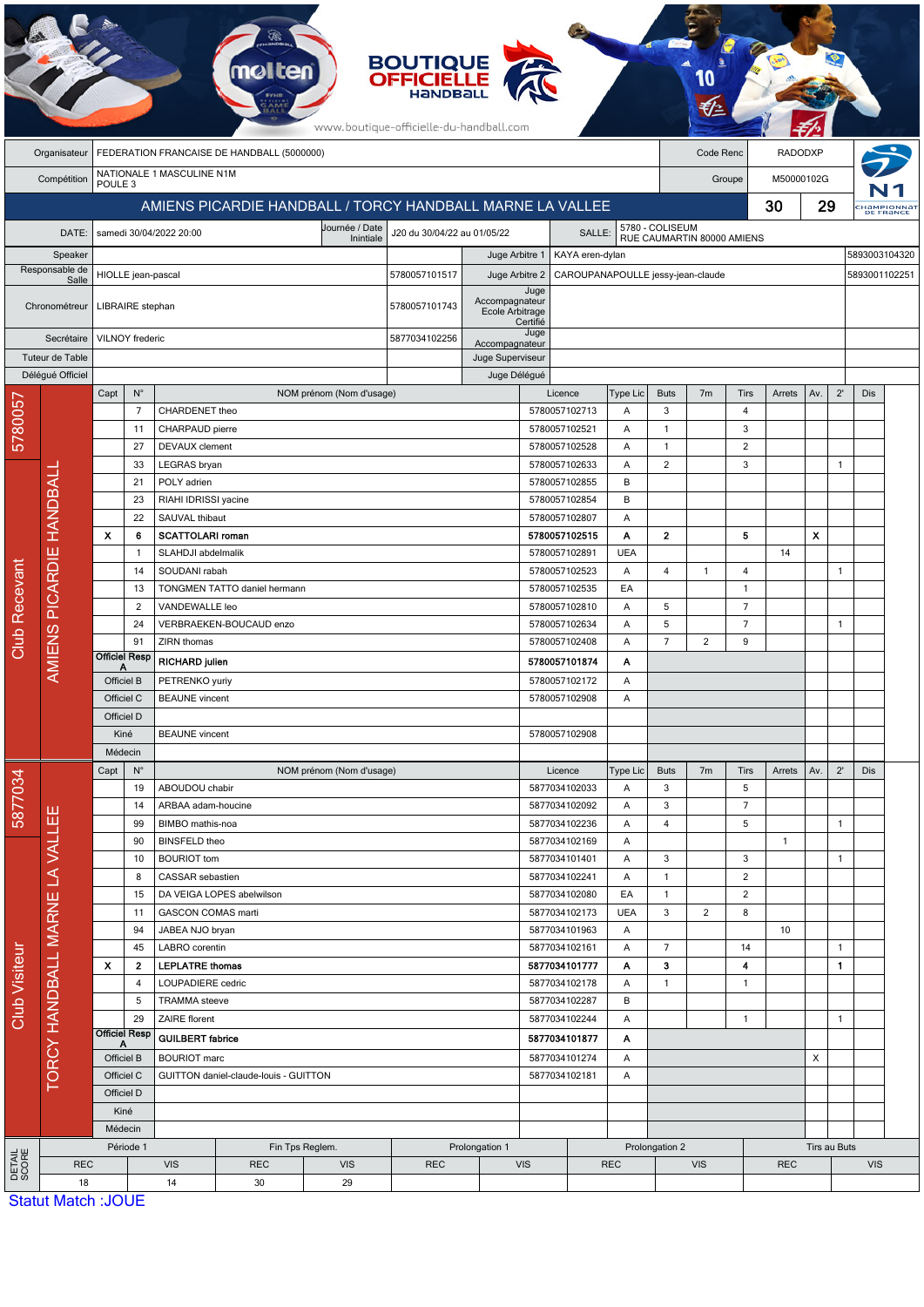BOUTIQUE OFFICIELLE HANDBALL

www.boutique-officielle-du-handball.com

| Organisateur | FEDERATION FRANCAISE DE HANDBALL (5000000) | Code Renc | RADODXP |
|---|---|---|---|
| Compétition | NATIONALE 1 MASCULINE N1M POULE 3 | Groupe | M50000102G |

## AMIENS PICARDIE HANDBALL / TORCY HANDBALL MARNE LA VALLEE — 30 – 29

| DATE: | samedi 30/04/2022 20:00 | Journée / Date Initiale | J20 du 30/04/22 au 01/05/22 | SALLE: | 5780 - COLISEUM RUE CAUMARTIN 80000 AMIENS |
|---|---|---|---|---|---|

| | | | | | |
|---|---|---|---|---|---|
| Speaker | | | Juge Arbitre 1 | KAYA eren-dylan | 5893003104320 |
| Responsable de Salle | HIOLLE jean-pascal | 5780057101517 | Juge Arbitre 2 | CAROUPANAPOULLE jessy-jean-claude | 5893001102251 |
| Chronométreur | LIBRAIRE stephan | 5780057101743 | Juge Accompagnateur Ecole Arbitrage Certifié | | |
| Secrétaire | VILNOY frederic | 5877034102256 | Juge Accompagnateur | | |
| Tuteur de Table | | | Juge Superviseur | | |
| Délégué Officiel | | | Juge Délégué | | |

### Club Recevant — 5780057 — AMIENS PICARDIE HANDBALL

| Capt | N° | NOM prénom (Nom d'usage) | Licence | Type Lic | Buts | 7m | Tirs | Arrets | Av. | 2' | Dis |
|---|---|---|---|---|---|---|---|---|---|---|---|
| | 7 | CHARDENET theo | 5780057102713 | A | 3 | | 4 | | | | |
| | 11 | CHARPAUD pierre | 5780057102521 | A | 1 | | 3 | | | | |
| | 27 | DEVAUX clement | 5780057102528 | A | 1 | | 2 | | | | |
| | 33 | LEGRAS bryan | 5780057102633 | A | 2 | | 3 | | | 1 | |
| | 21 | POLY adrien | 5780057102855 | B | | | | | | | |
| | 23 | RIAHI IDRISSI yacine | 5780057102854 | B | | | | | | | |
| | 22 | SAUVAL thibaut | 5780057102807 | A | | | | | | | |
| X | 6 | **SCATTOLARI roman** | **5780057102515** | **A** | **2** | | **5** | | **X** | | |
| | 1 | SLAHDJI abdelmalik | 5780057102891 | UEA | | | | 14 | | | |
| | 14 | SOUDANI rabah | 5780057102523 | A | 4 | 1 | 4 | | | 1 | |
| | 13 | TONGMEN TATTO daniel hermann | 5780057102535 | EA | | | 1 | | | | |
| | 2 | VANDEWALLE leo | 5780057102810 | A | 5 | | 7 | | | | |
| | 24 | VERBRAEKEN-BOUCAUD enzo | 5780057102634 | A | 5 | | 7 | | | 1 | |
| | 91 | ZIRN thomas | 5780057102408 | A | 7 | 2 | 9 | | | | |
| Officiel Resp A | | **RICHARD julien** | **5780057101874** | **A** | | | | | | | |
| Officiel B | | PETRENKO yuriy | 5780057102172 | A | | | | | | | |
| Officiel C | | BEAUNE vincent | 5780057102908 | A | | | | | | | |
| Officiel D | | | | | | | | | | | |
| Kiné | | BEAUNE vincent | 5780057102908 | | | | | | | | |
| Médecin | | | | | | | | | | | |

### Club Visiteur — 5877034 — TORCY HANDBALL MARNE LA VALLEE

| Capt | N° | NOM prénom (Nom d'usage) | Licence | Type Lic | Buts | 7m | Tirs | Arrets | Av. | 2' | Dis |
|---|---|---|---|---|---|---|---|---|---|---|---|
| | 19 | ABOUDOU chabir | 5877034102033 | A | 3 | | 5 | | | | |
| | 14 | ARBAA adam-houcine | 5877034102092 | A | 3 | | 7 | | | | |
| | 99 | BIMBO mathis-noa | 5877034102236 | A | 4 | | 5 | | | 1 | |
| | 90 | BINSFELD theo | 5877034102169 | A | | | | 1 | | | |
| | 10 | BOURIOT tom | 5877034101401 | A | 3 | | 3 | | | 1 | |
| | 8 | CASSAR sebastien | 5877034102241 | A | 1 | | 2 | | | | |
| | 15 | DA VEIGA LOPES abelwilson | 5877034102080 | EA | 1 | | 2 | | | | |
| | 11 | GASCON COMAS marti | 5877034102173 | UEA | 3 | 2 | 8 | | | | |
| | 94 | JABEA NJO bryan | 5877034101963 | A | | | | 10 | | | |
| | 45 | LABRO corentin | 5877034102161 | A | 7 | | 14 | | | 1 | |
| X | 2 | **LEPLATRE thomas** | **5877034101777** | **A** | **3** | | **4** | | | **1** | |
| | 4 | LOUPADIERE cedric | 5877034102178 | A | 1 | | 1 | | | | |
| | 5 | TRAMMA steeve | 5877034102287 | B | | | | | | | |
| | 29 | ZAIRE florent | 5877034102244 | A | | | 1 | | | 1 | |
| Officiel Resp A | | **GUILBERT fabrice** | **5877034101877** | **A** | | | | | | | |
| Officiel B | | BOURIOT marc | 5877034101274 | A | | | | | X | | |
| Officiel C | | GUITTON daniel-claude-louis - GUITTON | 5877034102181 | A | | | | | | | |
| Officiel D | | | | | | | | | | | |
| Kiné | | | | | | | | | | | |
| Médecin | | | | | | | | | | | |

### DETAIL SCORE

| Période 1 | | Fin Tps Reglem. | | Prolongation 1 | | Prolongation 2 | | Tirs au Buts | |
|---|---|---|---|---|---|---|---|---|---|
| REC | VIS | REC | VIS | REC | VIS | REC | VIS | REC | VIS |
| 18 | 14 | 30 | 29 | | | | | | |

Statut Match :JOUE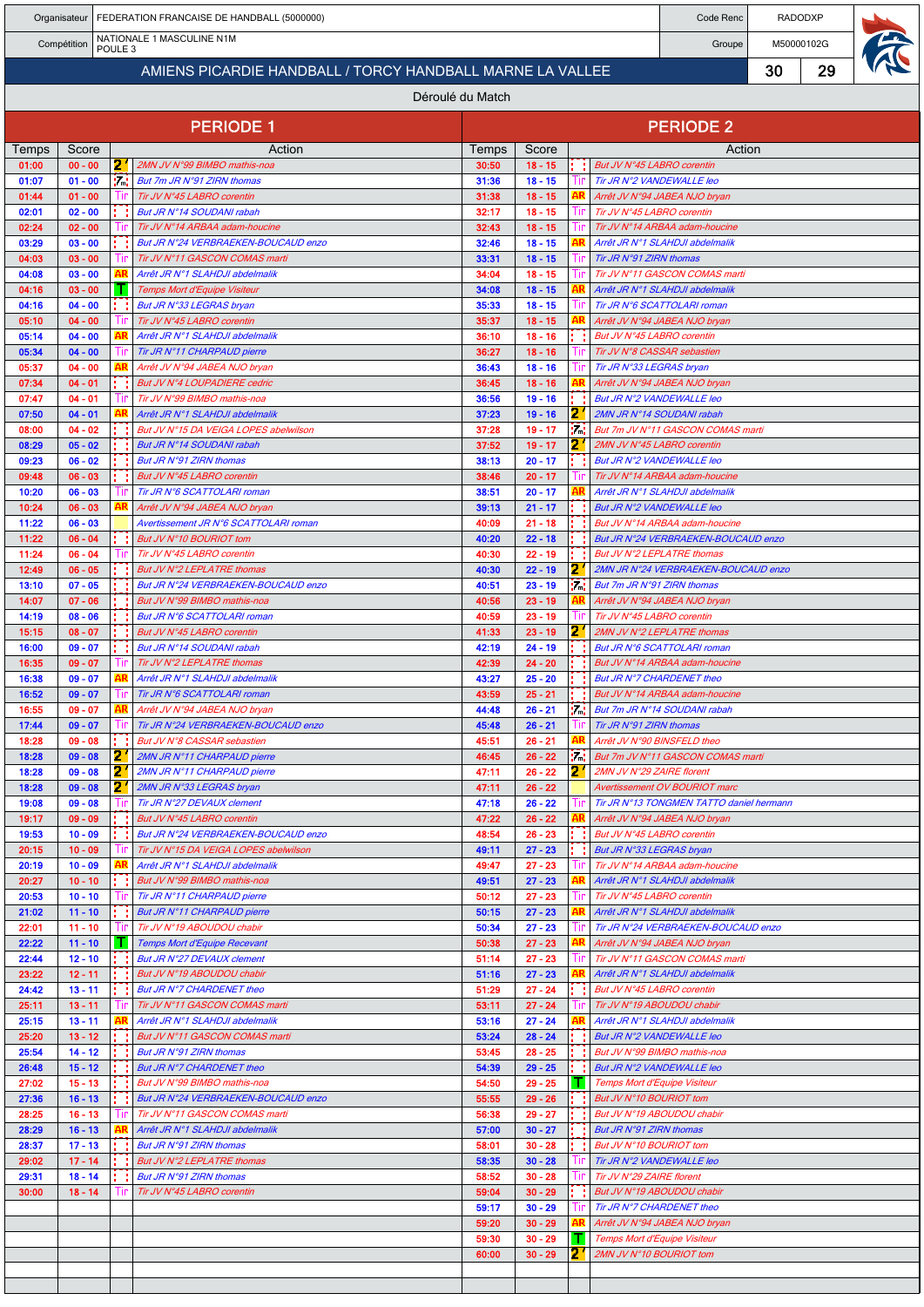| Organisateur | FEDERATION FRANCAISE DE HANDBALL (5000000) | Code Renc | RADODXP |
|---|---|---|---|
| Compétition | NATIONALE 1 MASCULINE N1M POULE 3 | Groupe | M50000102G |

## AMIENS PICARDIE HANDBALL / TORCY HANDBALL MARNE LA VALLEE — 30 - 29

Déroulé du Match

| PERIODE 1 | | | PERIODE 2 | | |
|---|---|---|---|---|---|
| Temps | Score | Action | Temps | Score | Action |
| 01:00 | 00 - 00 | 2MN JV N°99 BIMBO mathis-noa | 30:50 | 18 - 15 | But JV N°45 LABRO corentin |
| 01:07 | 01 - 00 | But 7m JR N°91 ZIRN thomas | 31:36 | 18 - 15 | Tir JR N°2 VANDEWALLE leo |
| 01:44 | 01 - 00 | Tir JV N°45 LABRO corentin | 31:38 | 18 - 15 | Arrêt JV N°94 JABEA NJO bryan |
| 02:01 | 02 - 00 | But JR N°14 SOUDANI rabah | 32:17 | 18 - 15 | Tir JV N°45 LABRO corentin |
| 02:24 | 02 - 00 | Tir JV N°14 ARBAA adam-houcine | 32:43 | 18 - 15 | Tir JV N°14 ARBAA adam-houcine |
| 03:29 | 03 - 00 | But JR N°24 VERBRAEKEN-BOUCAUD enzo | 32:46 | 18 - 15 | Arrêt JR N°1 SLAHDJI abdelmalik |
| 04:03 | 03 - 00 | Tir JV N°11 GASCON COMAS marti | 33:31 | 18 - 15 | Tir JR N°91 ZIRN thomas |
| 04:08 | 03 - 00 | Arrêt JR N°1 SLAHDJI abdelmalik | 34:04 | 18 - 15 | Tir JV N°11 GASCON COMAS marti |
| 04:16 | 03 - 00 | Temps Mort d'Equipe Visiteur | 34:08 | 18 - 15 | Arrêt JR N°1 SLAHDJI abdelmalik |
| 04:16 | 04 - 00 | But JR N°33 LEGRAS bryan | 35:33 | 18 - 15 | Tir JR N°6 SCATTOLARI roman |
| 05:10 | 04 - 00 | Tir JV N°45 LABRO corentin | 35:37 | 18 - 15 | Arrêt JV N°94 JABEA NJO bryan |
| 05:14 | 04 - 00 | Arrêt JR N°1 SLAHDJI abdelmalik | 36:10 | 18 - 16 | But JV N°45 LABRO corentin |
| 05:34 | 04 - 00 | Tir JR N°11 CHARPAUD pierre | 36:27 | 18 - 16 | Tir JV N°8 CASSAR sebastien |
| 05:37 | 04 - 00 | Arrêt JV N°94 JABEA NJO bryan | 36:43 | 18 - 16 | Tir JR N°33 LEGRAS bryan |
| 07:34 | 04 - 01 | But JV N°4 LOUPADIERE cedric | 36:45 | 18 - 16 | Arrêt JV N°94 JABEA NJO bryan |
| 07:47 | 04 - 01 | Tir JV N°99 BIMBO mathis-noa | 36:56 | 19 - 16 | But JR N°2 VANDEWALLE leo |
| 07:50 | 04 - 01 | Arrêt JR N°1 SLAHDJI abdelmalik | 37:23 | 19 - 16 | 2MN JR N°14 SOUDANI rabah |
| 08:00 | 04 - 02 | But JV N°15 DA VEIGA LOPES abelwilson | 37:28 | 19 - 17 | But 7m JV N°11 GASCON COMAS marti |
| 08:29 | 05 - 02 | But JR N°14 SOUDANI rabah | 37:52 | 19 - 17 | 2MN JV N°45 LABRO corentin |
| 09:23 | 06 - 02 | But JR N°91 ZIRN thomas | 38:13 | 20 - 17 | But JR N°2 VANDEWALLE leo |
| 09:48 | 06 - 03 | But JV N°45 LABRO corentin | 38:46 | 20 - 17 | Tir JV N°14 ARBAA adam-houcine |
| 10:20 | 06 - 03 | Tir JR N°6 SCATTOLARI roman | 38:51 | 20 - 17 | Arrêt JR N°1 SLAHDJI abdelmalik |
| 10:24 | 06 - 03 | Arrêt JV N°94 JABEA NJO bryan | 39:13 | 21 - 17 | But JR N°2 VANDEWALLE leo |
| 11:22 | 06 - 03 | Avertissement JR N°6 SCATTOLARI roman | 40:09 | 21 - 18 | But JV N°14 ARBAA adam-houcine |
| 11:22 | 06 - 04 | But JV N°10 BOURIOT tom | 40:20 | 22 - 18 | But JR N°24 VERBRAEKEN-BOUCAUD enzo |
| 11:24 | 06 - 04 | Tir JV N°45 LABRO corentin | 40:30 | 22 - 19 | But JV N°2 LEPLATRE thomas |
| 12:49 | 06 - 05 | But JV N°2 LEPLATRE thomas | 40:30 | 22 - 19 | 2MN JR N°24 VERBRAEKEN-BOUCAUD enzo |
| 13:10 | 07 - 05 | But JR N°24 VERBRAEKEN-BOUCAUD enzo | 40:51 | 23 - 19 | But 7m JR N°91 ZIRN thomas |
| 14:07 | 07 - 06 | But JV N°99 BIMBO mathis-noa | 40:56 | 23 - 19 | Arrêt JV N°94 JABEA NJO bryan |
| 14:19 | 08 - 06 | But JR N°6 SCATTOLARI roman | 40:59 | 23 - 19 | Tir JV N°45 LABRO corentin |
| 15:15 | 08 - 07 | But JV N°45 LABRO corentin | 41:33 | 23 - 19 | 2MN JV N°2 LEPLATRE thomas |
| 16:00 | 09 - 07 | But JR N°14 SOUDANI rabah | 42:19 | 24 - 19 | But JR N°6 SCATTOLARI roman |
| 16:35 | 09 - 07 | Tir JV N°2 LEPLATRE thomas | 42:39 | 24 - 20 | But JV N°14 ARBAA adam-houcine |
| 16:38 | 09 - 07 | Arrêt JR N°1 SLAHDJI abdelmalik | 43:27 | 25 - 20 | But JR N°7 CHARDENET theo |
| 16:52 | 09 - 07 | Tir JR N°6 SCATTOLARI roman | 43:59 | 25 - 21 | But JV N°14 ARBAA adam-houcine |
| 16:55 | 09 - 07 | Arrêt JV N°94 JABEA NJO bryan | 44:48 | 26 - 21 | But 7m JR N°14 SOUDANI rabah |
| 17:44 | 09 - 07 | Tir JR N°24 VERBRAEKEN-BOUCAUD enzo | 45:48 | 26 - 21 | Tir JR N°91 ZIRN thomas |
| 18:28 | 09 - 08 | But JV N°8 CASSAR sebastien | 45:51 | 26 - 21 | Arrêt JV N°90 BINSFELD theo |
| 18:28 | 09 - 08 | 2MN JR N°11 CHARPAUD pierre | 46:45 | 26 - 22 | But 7m JV N°11 GASCON COMAS marti |
| 18:28 | 09 - 08 | 2MN JR N°11 CHARPAUD pierre | 47:11 | 26 - 22 | 2MN JV N°29 ZAIRE florent |
| 18:28 | 09 - 08 | 2MN JR N°33 LEGRAS bryan | 47:11 | 26 - 22 | Avertissement OV BOURIOT marc |
| 19:08 | 09 - 08 | Tir JR N°27 DEVAUX clement | 47:18 | 26 - 22 | Tir JR N°13 TONGMEN TATTO daniel hermann |
| 19:17 | 09 - 09 | But JV N°45 LABRO corentin | 47:22 | 26 - 22 | Arrêt JV N°94 JABEA NJO bryan |
| 19:53 | 10 - 09 | But JR N°24 VERBRAEKEN-BOUCAUD enzo | 48:54 | 26 - 23 | But JV N°45 LABRO corentin |
| 20:15 | 10 - 09 | Tir JV N°15 DA VEIGA LOPES abelwilson | 49:11 | 27 - 23 | But JR N°33 LEGRAS bryan |
| 20:19 | 10 - 09 | Arrêt JR N°1 SLAHDJI abdelmalik | 49:47 | 27 - 23 | Tir JV N°14 ARBAA adam-houcine |
| 20:27 | 10 - 10 | But JV N°99 BIMBO mathis-noa | 49:51 | 27 - 23 | Arrêt JR N°1 SLAHDJI abdelmalik |
| 20:53 | 10 - 10 | Tir JR N°11 CHARPAUD pierre | 50:12 | 27 - 23 | Tir JV N°45 LABRO corentin |
| 21:02 | 11 - 10 | But JR N°11 CHARPAUD pierre | 50:15 | 27 - 23 | Arrêt JR N°1 SLAHDJI abdelmalik |
| 22:01 | 11 - 10 | Tir JV N°19 ABOUDOU chabir | 50:34 | 27 - 23 | Tir JR N°24 VERBRAEKEN-BOUCAUD enzo |
| 22:22 | 11 - 10 | Temps Mort d'Equipe Recevant | 50:38 | 27 - 23 | Arrêt JV N°94 JABEA NJO bryan |
| 22:44 | 12 - 10 | But JR N°27 DEVAUX clement | 51:14 | 27 - 23 | Tir JV N°11 GASCON COMAS marti |
| 23:22 | 12 - 11 | But JV N°19 ABOUDOU chabir | 51:16 | 27 - 23 | Arrêt JR N°1 SLAHDJI abdelmalik |
| 24:42 | 13 - 11 | But JR N°7 CHARDENET theo | 51:29 | 27 - 24 | But JV N°45 LABRO corentin |
| 25:11 | 13 - 11 | Tir JV N°11 GASCON COMAS marti | 53:11 | 27 - 24 | Tir JV N°19 ABOUDOU chabir |
| 25:15 | 13 - 11 | Arrêt JR N°1 SLAHDJI abdelmalik | 53:16 | 27 - 24 | Arrêt JR N°1 SLAHDJI abdelmalik |
| 25:20 | 13 - 12 | But JV N°11 GASCON COMAS marti | 53:24 | 28 - 24 | But JR N°2 VANDEWALLE leo |
| 25:54 | 14 - 12 | But JR N°91 ZIRN thomas | 53:45 | 28 - 25 | But JV N°99 BIMBO mathis-noa |
| 26:48 | 15 - 12 | But JR N°7 CHARDENET theo | 54:39 | 29 - 25 | But JR N°2 VANDEWALLE leo |
| 27:02 | 15 - 13 | But JV N°99 BIMBO mathis-noa | 54:50 | 29 - 25 | Temps Mort d'Equipe Visiteur |
| 27:36 | 16 - 13 | But JR N°24 VERBRAEKEN-BOUCAUD enzo | 55:55 | 29 - 26 | But JV N°10 BOURIOT tom |
| 28:25 | 16 - 13 | Tir JV N°11 GASCON COMAS marti | 56:38 | 29 - 27 | But JV N°19 ABOUDOU chabir |
| 28:29 | 16 - 13 | Arrêt JR N°1 SLAHDJI abdelmalik | 57:00 | 30 - 27 | But JR N°91 ZIRN thomas |
| 28:37 | 17 - 13 | But JR N°91 ZIRN thomas | 58:01 | 30 - 28 | But JV N°10 BOURIOT tom |
| 29:02 | 17 - 14 | But JV N°2 LEPLATRE thomas | 58:35 | 30 - 28 | Tir JR N°2 VANDEWALLE leo |
| 29:31 | 18 - 14 | But JR N°91 ZIRN thomas | 58:52 | 30 - 28 | Tir JV N°29 ZAIRE florent |
| 30:00 | 18 - 14 | Tir JV N°45 LABRO corentin | 59:04 | 30 - 29 | But JV N°19 ABOUDOU chabir |
| | | | 59:17 | 30 - 29 | Tir JR N°7 CHARDENET theo |
| | | | 59:20 | 30 - 29 | Arrêt JV N°94 JABEA NJO bryan |
| | | | 59:30 | 30 - 29 | Temps Mort d'Equipe Visiteur |
| | | | 60:00 | 30 - 29 | 2MN JV N°10 BOURIOT tom |